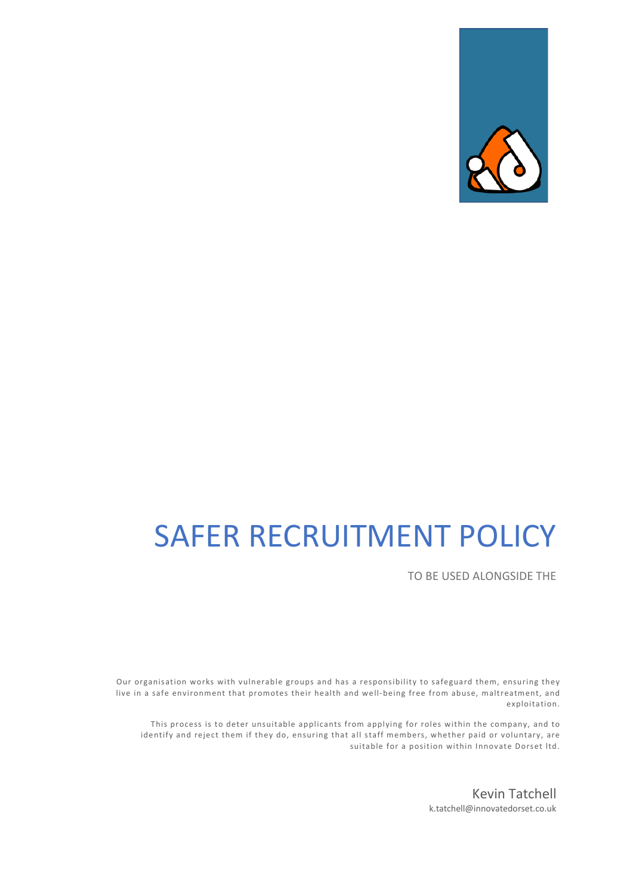# SAFER RECRUITMENT POLICY

TO BE USED ALONGSIDE THE

Our organisation works with vulnerable groups and has a responsibility to safeguard them, ensuring they live in a safe environment that promotes their health and well-being free from abuse, maltreatment, and exploitation.

This process is to deter unsuitable applicants from applying for roles within the company, and to identify and reject them if they do, ensuring that all staff members, whether paid or voluntary, are suitable for a position within Innovate Dorset ltd.

Kevin Tatchell
k.tatchell@innovatedorset.co.uk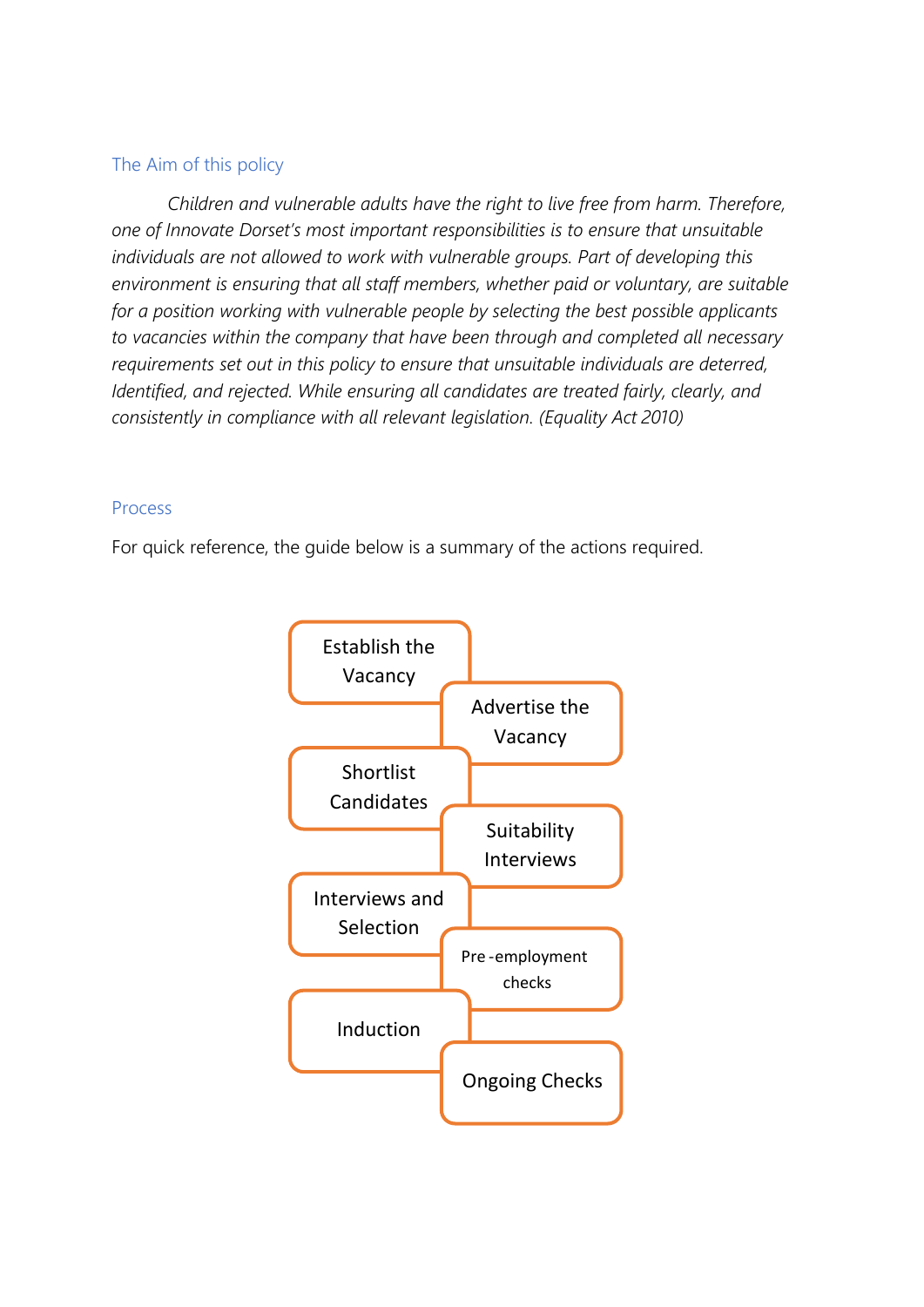## The Aim of this policy

*Children and vulnerable adults have the right to live free from harm. Therefore, one of Innovate Dorset's most important responsibilities is to ensure that unsuitable individuals are not allowed to work with vulnerable groups. Part of developing this environment is ensuring that all staff members, whether paid or voluntary, are suitable for a position working with vulnerable people by selecting the best possible applicants to vacancies within the company that have been through and completed all necessary requirements set out in this policy to ensure that unsuitable individuals are deterred, Identified, and rejected. While ensuring all candidates are treated fairly, clearly, and consistently in compliance with all relevant legislation. (Equality Act 2010)*

## Process

For quick reference, the guide below is a summary of the actions required.

- Establish the Vacancy
- Advertise the Vacancy
- Shortlist Candidates
- Suitability Interviews
- Interviews and Selection
- Pre-employment checks
- Induction
- Ongoing Checks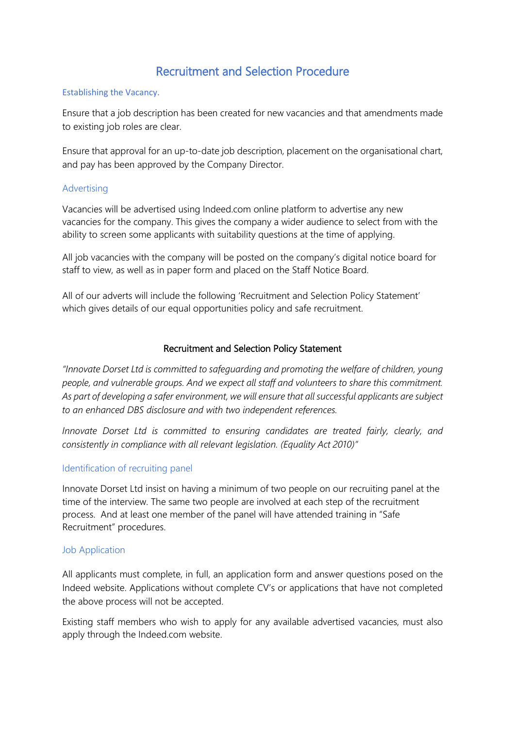# Recruitment and Selection Procedure

## Establishing the Vacancy.

Ensure that a job description has been created for new vacancies and that amendments made to existing job roles are clear.

Ensure that approval for an up-to-date job description, placement on the organisational chart, and pay has been approved by the Company Director.

## Advertising

Vacancies will be advertised using Indeed.com online platform to advertise any new vacancies for the company. This gives the company a wider audience to select from with the ability to screen some applicants with suitability questions at the time of applying.

All job vacancies with the company will be posted on the company's digital notice board for staff to view, as well as in paper form and placed on the Staff Notice Board.

All of our adverts will include the following 'Recruitment and Selection Policy Statement' which gives details of our equal opportunities policy and safe recruitment.

### Recruitment and Selection Policy Statement

*"Innovate Dorset Ltd is committed to safeguarding and promoting the welfare of children, young people, and vulnerable groups. And we expect all staff and volunteers to share this commitment. As part of developing a safer environment, we will ensure that all successful applicants are subject to an enhanced DBS disclosure and with two independent references.*

*Innovate Dorset Ltd is committed to ensuring candidates are treated fairly, clearly, and consistently in compliance with all relevant legislation. (Equality Act 2010)"*

## Identification of recruiting panel

Innovate Dorset Ltd insist on having a minimum of two people on our recruiting panel at the time of the interview. The same two people are involved at each step of the recruitment process. And at least one member of the panel will have attended training in "Safe Recruitment" procedures.

## Job Application

All applicants must complete, in full, an application form and answer questions posed on the Indeed website. Applications without complete CV's or applications that have not completed the above process will not be accepted.

Existing staff members who wish to apply for any available advertised vacancies, must also apply through the Indeed.com website.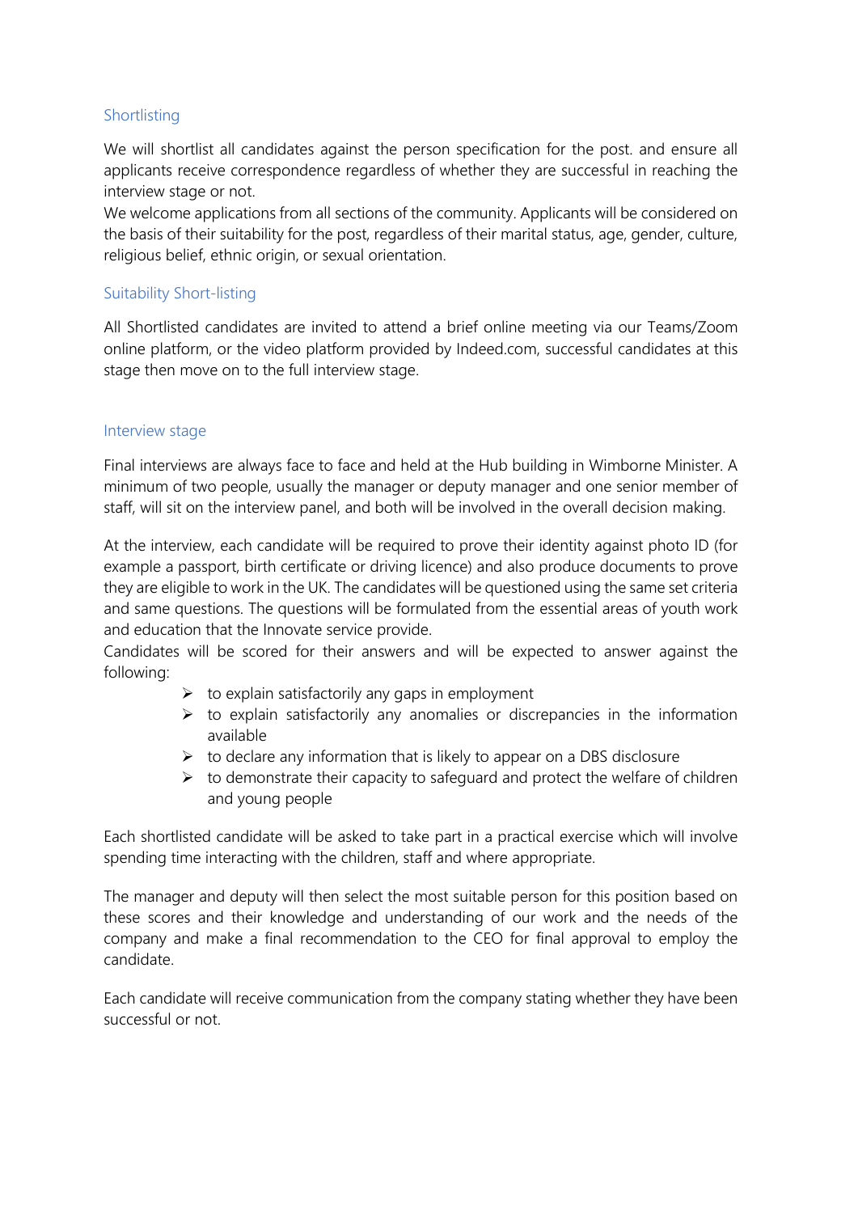## Shortlisting

We will shortlist all candidates against the person specification for the post. and ensure all applicants receive correspondence regardless of whether they are successful in reaching the interview stage or not.

We welcome applications from all sections of the community. Applicants will be considered on the basis of their suitability for the post, regardless of their marital status, age, gender, culture, religious belief, ethnic origin, or sexual orientation.

## Suitability Short-listing

All Shortlisted candidates are invited to attend a brief online meeting via our Teams/Zoom online platform, or the video platform provided by Indeed.com, successful candidates at this stage then move on to the full interview stage.

## Interview stage

Final interviews are always face to face and held at the Hub building in Wimborne Minister. A minimum of two people, usually the manager or deputy manager and one senior member of staff, will sit on the interview panel, and both will be involved in the overall decision making.

At the interview, each candidate will be required to prove their identity against photo ID (for example a passport, birth certificate or driving licence) and also produce documents to prove they are eligible to work in the UK. The candidates will be questioned using the same set criteria and same questions. The questions will be formulated from the essential areas of youth work and education that the Innovate service provide.

Candidates will be scored for their answers and will be expected to answer against the following:

- to explain satisfactorily any gaps in employment
- to explain satisfactorily any anomalies or discrepancies in the information available
- to declare any information that is likely to appear on a DBS disclosure
- to demonstrate their capacity to safeguard and protect the welfare of children and young people

Each shortlisted candidate will be asked to take part in a practical exercise which will involve spending time interacting with the children, staff and where appropriate.

The manager and deputy will then select the most suitable person for this position based on these scores and their knowledge and understanding of our work and the needs of the company and make a final recommendation to the CEO for final approval to employ the candidate.

Each candidate will receive communication from the company stating whether they have been successful or not.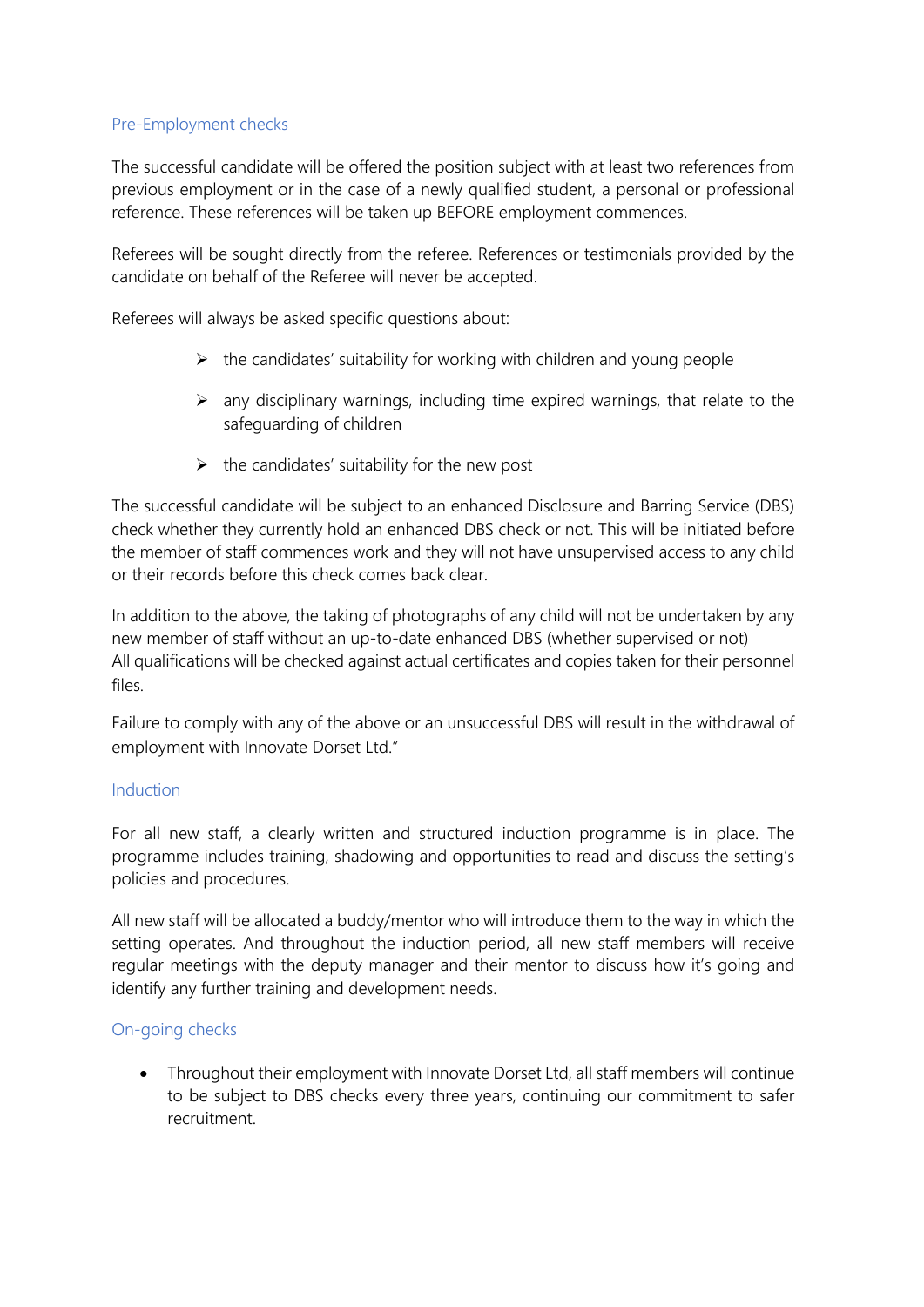## Pre-Employment checks

The successful candidate will be offered the position subject with at least two references from previous employment or in the case of a newly qualified student, a personal or professional reference. These references will be taken up BEFORE employment commences.

Referees will be sought directly from the referee. References or testimonials provided by the candidate on behalf of the Referee will never be accepted.

Referees will always be asked specific questions about:

- the candidates' suitability for working with children and young people
- any disciplinary warnings, including time expired warnings, that relate to the safeguarding of children
- the candidates' suitability for the new post

The successful candidate will be subject to an enhanced Disclosure and Barring Service (DBS) check whether they currently hold an enhanced DBS check or not. This will be initiated before the member of staff commences work and they will not have unsupervised access to any child or their records before this check comes back clear.

In addition to the above, the taking of photographs of any child will not be undertaken by any new member of staff without an up-to-date enhanced DBS (whether supervised or not)
All qualifications will be checked against actual certificates and copies taken for their personnel files.

Failure to comply with any of the above or an unsuccessful DBS will result in the withdrawal of employment with Innovate Dorset Ltd."

## Induction

For all new staff, a clearly written and structured induction programme is in place. The programme includes training, shadowing and opportunities to read and discuss the setting's policies and procedures.

All new staff will be allocated a buddy/mentor who will introduce them to the way in which the setting operates. And throughout the induction period, all new staff members will receive regular meetings with the deputy manager and their mentor to discuss how it's going and identify any further training and development needs.

## On-going checks

- Throughout their employment with Innovate Dorset Ltd, all staff members will continue to be subject to DBS checks every three years, continuing our commitment to safer recruitment.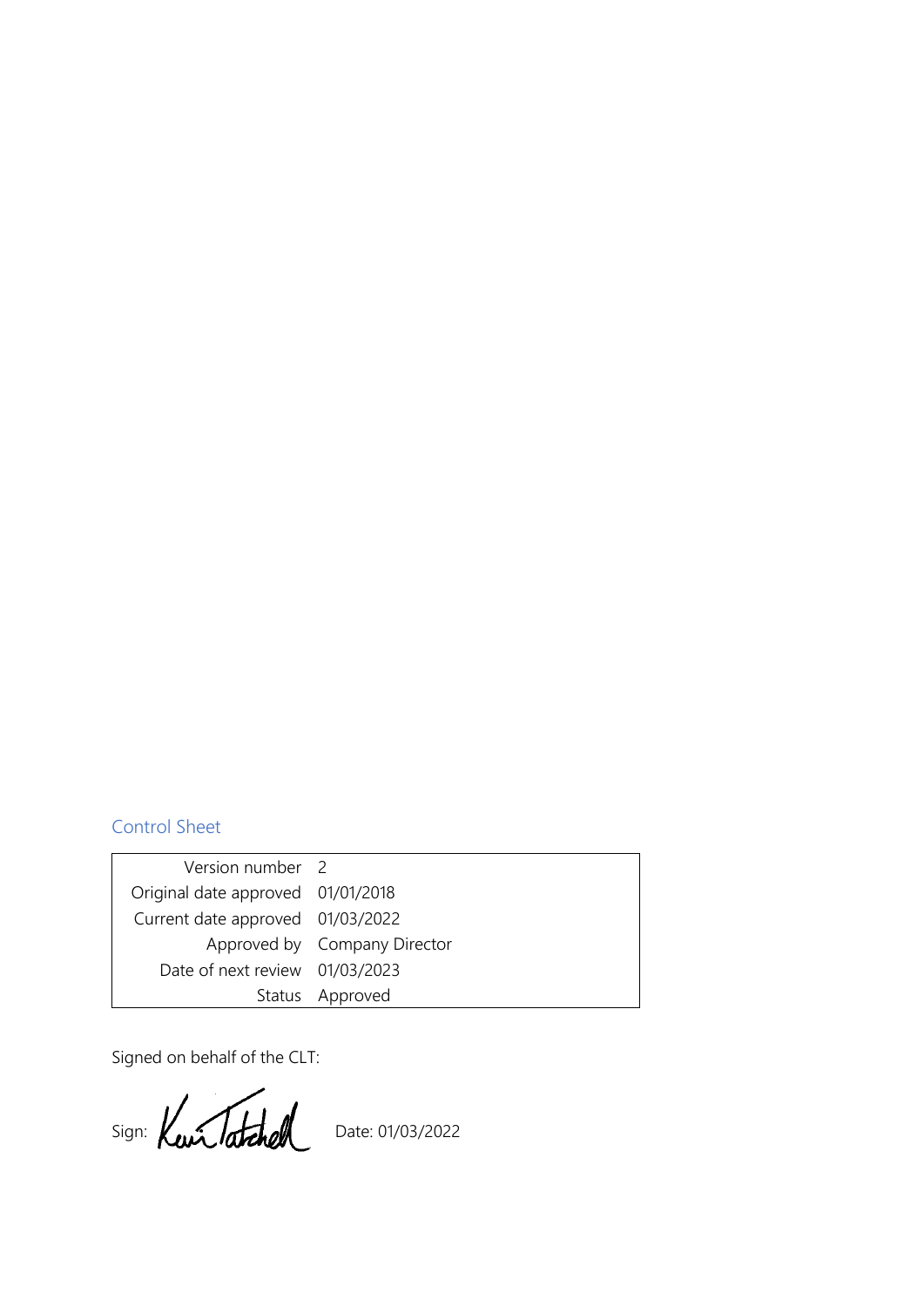## Control Sheet

| | |
|---|---|
| Version number | 2 |
| Original date approved | 01/01/2018 |
| Current date approved | 01/03/2022 |
| Approved by | Company Director |
| Date of next review | 01/03/2023 |
| Status | Approved |

Signed on behalf of the CLT:

Sign: Kevin Tatchell Date: 01/03/2022